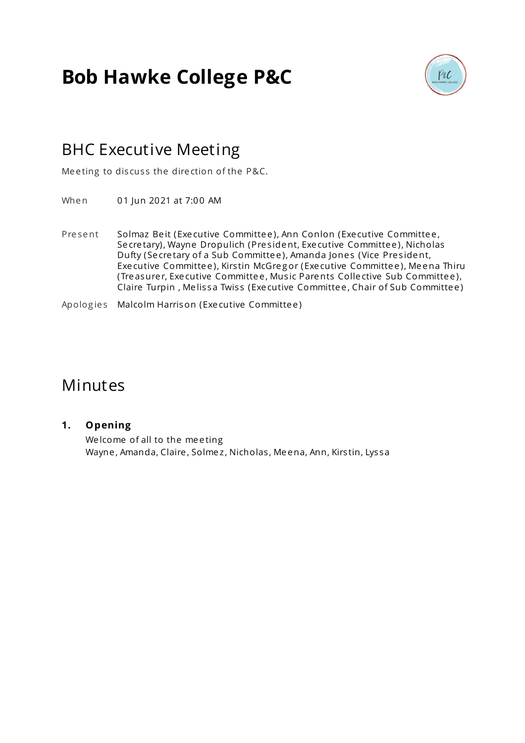# Bob Hawke College P&C

## BHC Executive Meeting

Meeting to discuss the direction of the P&C.

When 01 Jun 2021 at 7:00 AM

Present Solmaz Beit (Executive Committee), Ann Conlon (Executive Committee, Secretary), Wayne Dropulich (President, Executive Committee), Nicholas Dufty (Secretary of a Sub Committee), Amanda Jones (Vice President, Executive Committee), Kirstin McGregor (Executive Committee), Meena Thiru (Treasurer, Executive Committee, Music Parents Collective Sub Committee), Claire Turpin , Melissa Twiss (Executive Committee, Chair of Sub Committee)

Apologies Malcolm Harrison (Executive Committee)

## Minutes

### 1. Opening

Welcome of all to the meeting
Wayne, Amanda, Claire, Solmez, Nicholas, Meena, Ann, Kirstin, Lyssa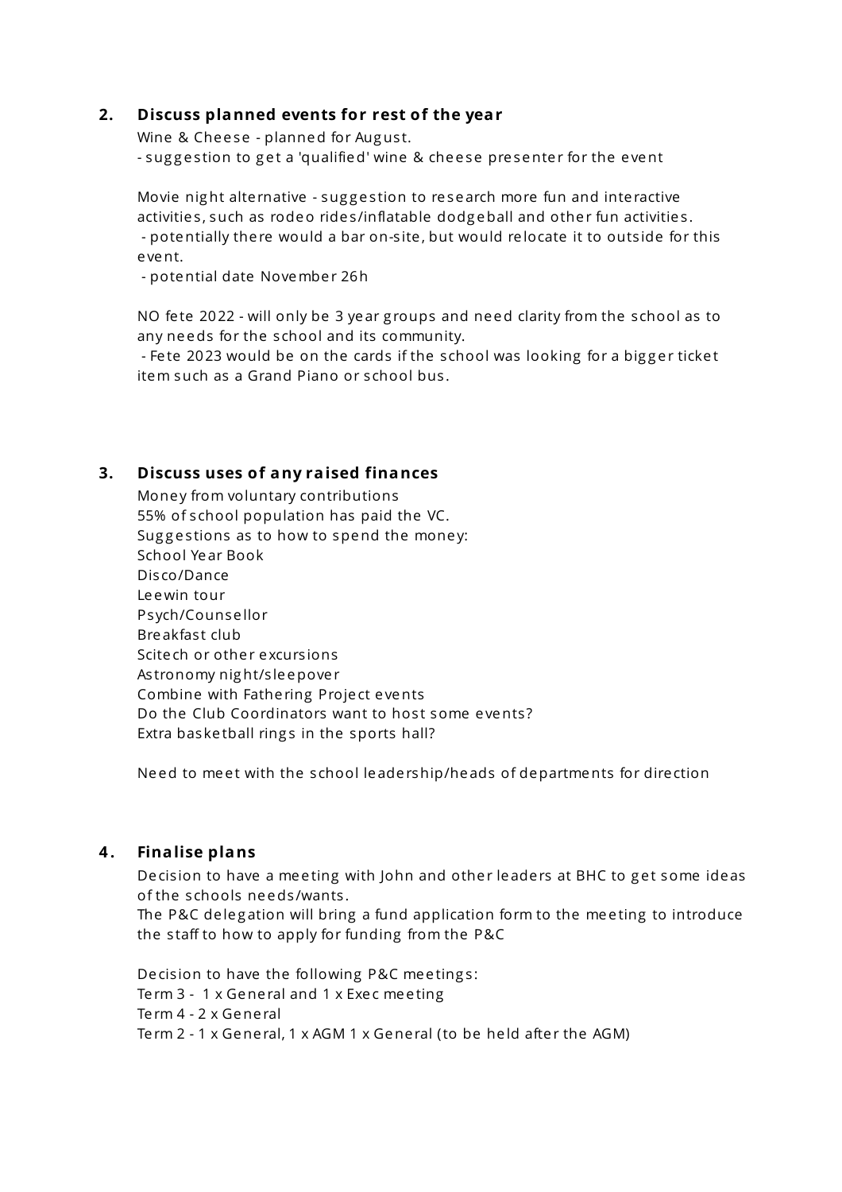## 2. Discuss planned events for rest of the year

Wine & Cheese - planned for August.
- suggestion to get a 'qualified' wine & cheese presenter for the event

Movie night alternative - suggestion to research more fun and interactive activities, such as rodeo rides/inflatable dodgeball and other fun activities.
- potentially there would a bar on-site, but would relocate it to outside for this event.
- potential date November 26h

NO fete 2022 - will only be 3 year groups and need clarity from the school as to any needs for the school and its community.
- Fete 2023 would be on the cards if the school was looking for a bigger ticket item such as a Grand Piano or school bus.

## 3. Discuss uses of any raised finances

Money from voluntary contributions
55% of school population has paid the VC.
Suggestions as to how to spend the money:
School Year Book
Disco/Dance
Leewin tour
Psych/Counsellor
Breakfast club
Scitech or other excursions
Astronomy night/sleepover
Combine with Fathering Project events
Do the Club Coordinators want to host some events?
Extra basketball rings in the sports hall?

Need to meet with the school leadership/heads of departments for direction

## 4. Finalise plans

Decision to have a meeting with John and other leaders at BHC to get some ideas of the schools needs/wants.
The P&C delegation will bring a fund application form to the meeting to introduce the staff to how to apply for funding from the P&C

Decision to have the following P&C meetings:
Term 3 - 1 x General and 1 x Exec meeting
Term 4 - 2 x General
Term 2 - 1 x General, 1 x AGM 1 x General (to be held after the AGM)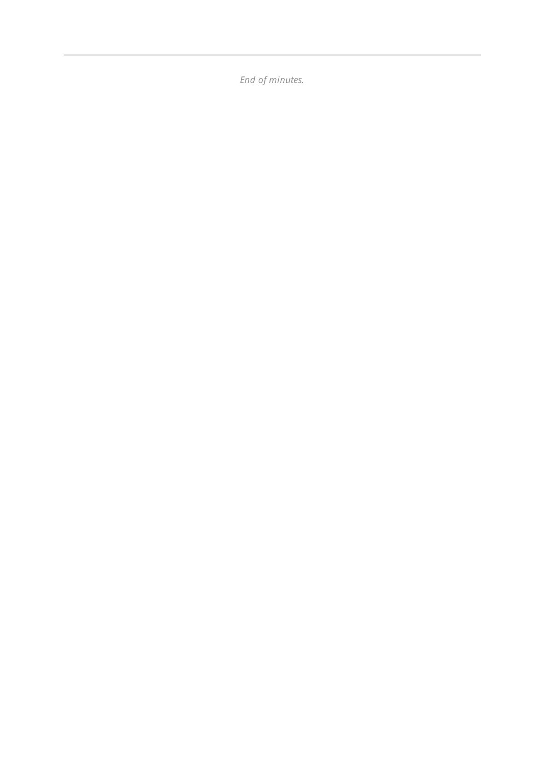---

*End of minutes.*